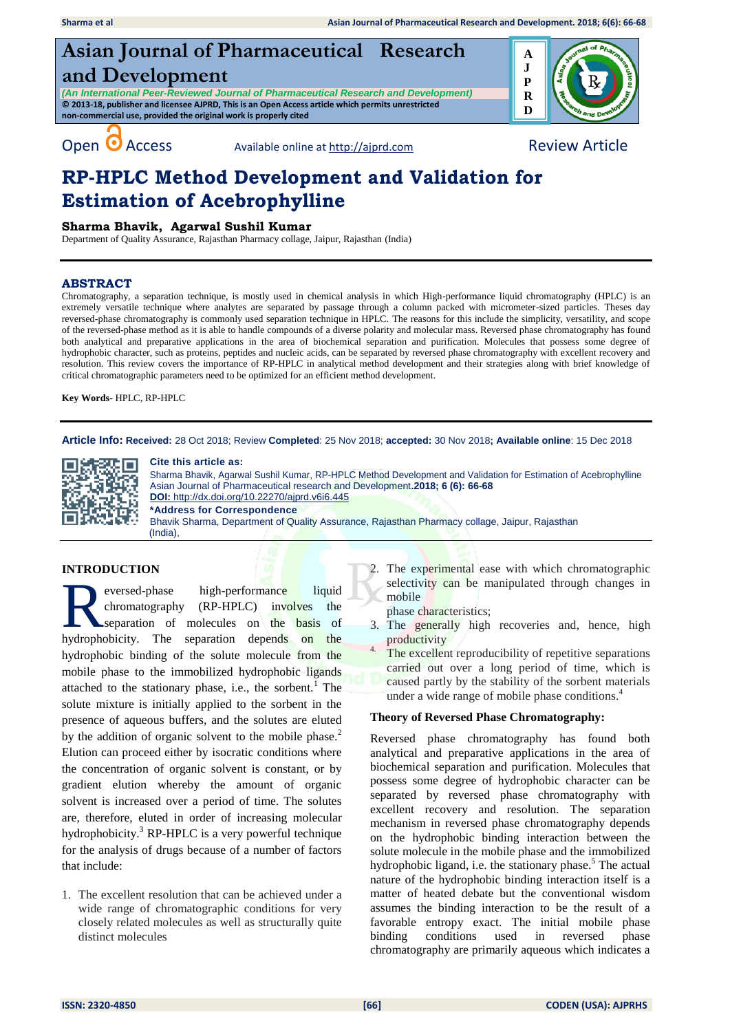# Asian Journal of Pharmaceutical Research and Development

*(An International Peer-Reviewed Journal of Pharmaceutical Research and Development)*

**© 2013-18, publisher and licensee AJPRD, This is an Open Access article which permits unrestricted non-commercial use, provided the original work is properly cited**

Open Access Available online at http://ajprd.com Review Article

# RP-HPLC Method Development and Validation for Estimation of Acebrophylline

**Sharma Bhavik, Agarwal Sushil Kumar**

Department of Quality Assurance, Rajasthan Pharmacy collage, Jaipur, Rajasthan (India)

## ABSTRACT

Chromatography, a separation technique, is mostly used in chemical analysis in which High-performance liquid chromatography (HPLC) is an extremely versatile technique where analytes are separated by passage through a column packed with micrometer-sized particles. Theses day reversed-phase chromatography is commonly used separation technique in HPLC. The reasons for this include the simplicity, versatility, and scope of the reversed-phase method as it is able to handle compounds of a diverse polarity and molecular mass. Reversed phase chromatography has found both analytical and preparative applications in the area of biochemical separation and purification. Molecules that possess some degree of hydrophobic character, such as proteins, peptides and nucleic acids, can be separated by reversed phase chromatography with excellent recovery and resolution. This review covers the importance of RP-HPLC in analytical method development and their strategies along with brief knowledge of critical chromatographic parameters need to be optimized for an efficient method development.

**Key Words**- HPLC, RP-HPLC

**Article Info: Received:** 28 Oct 2018; Review **Completed**: 25 Nov 2018; **accepted:** 30 Nov 2018**;** **Available online**: 15 Dec 2018

**Cite this article as:**

Sharma Bhavik, Agarwal Sushil Kumar, RP-HPLC Method Development and Validation for Estimation of Acebrophylline Asian Journal of Pharmaceutical research and Development.**2018; 6 (6): 66-68**

**DOI:** http://dx.doi.org/10.22270/ajprd.v6i6.445

**\*Address for Correspondence**

Bhavik Sharma, Department of Quality Assurance, Rajasthan Pharmacy collage, Jaipur, Rajasthan (India),

## INTRODUCTION

Reversed-phase high-performance liquid chromatography (RP-HPLC) involves the separation of molecules on the basis of hydrophobicity. The separation depends on the hydrophobic binding of the solute molecule from the mobile phase to the immobilized hydrophobic ligands attached to the stationary phase, i.e., the sorbent.[1] The solute mixture is initially applied to the sorbent in the presence of aqueous buffers, and the solutes are eluted by the addition of organic solvent to the mobile phase.[2] Elution can proceed either by isocratic conditions where the concentration of organic solvent is constant, or by gradient elution whereby the amount of organic solvent is increased over a period of time. The solutes are, therefore, eluted in order of increasing molecular hydrophobicity.[3] RP-HPLC is a very powerful technique for the analysis of drugs because of a number of factors that include:

1. The excellent resolution that can be achieved under a wide range of chromatographic conditions for very closely related molecules as well as structurally quite distinct molecules
2. The experimental ease with which chromatographic selectivity can be manipulated through changes in mobile phase characteristics;
3. The generally high recoveries and, hence, high productivity
4. The excellent reproducibility of repetitive separations carried out over a long period of time, which is caused partly by the stability of the sorbent materials under a wide range of mobile phase conditions.[4]

### Theory of Reversed Phase Chromatography:

Reversed phase chromatography has found both analytical and preparative applications in the area of biochemical separation and purification. Molecules that possess some degree of hydrophobic character can be separated by reversed phase chromatography with excellent recovery and resolution. The separation mechanism in reversed phase chromatography depends on the hydrophobic binding interaction between the solute molecule in the mobile phase and the immobilized hydrophobic ligand, i.e. the stationary phase.[5] The actual nature of the hydrophobic binding interaction itself is a matter of heated debate but the conventional wisdom assumes the binding interaction to be the result of a favorable entropy exact. The initial mobile phase binding conditions used in reversed phase chromatography are primarily aqueous which indicates a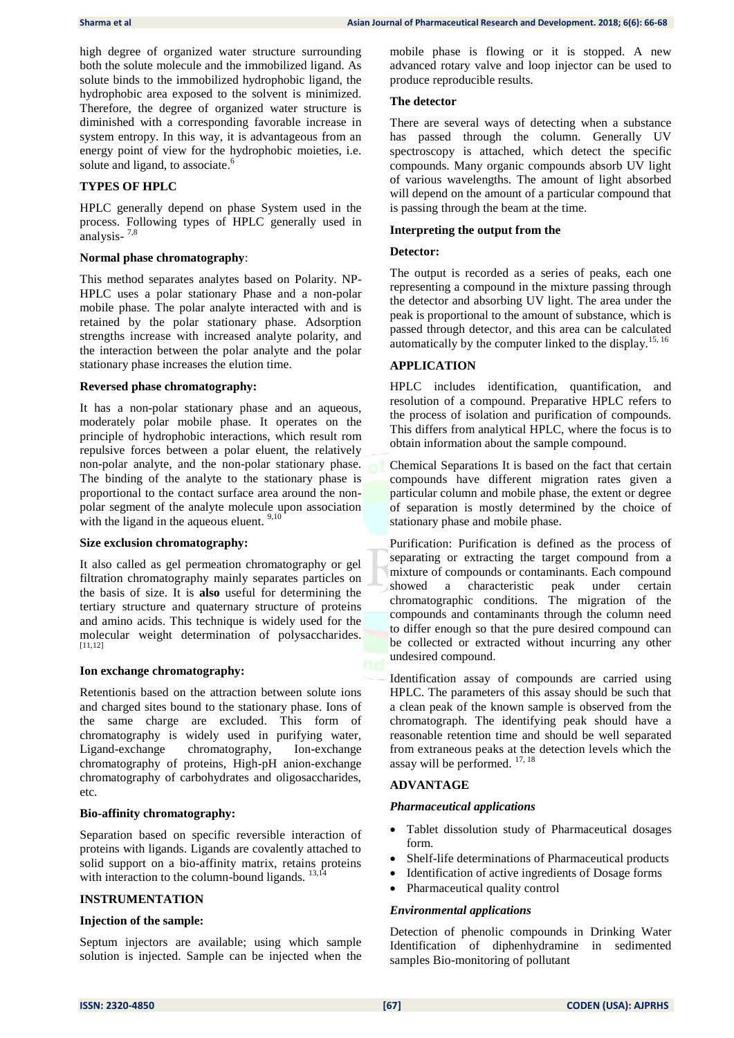high degree of organized water structure surrounding both the solute molecule and the immobilized ligand. As solute binds to the immobilized hydrophobic ligand, the hydrophobic area exposed to the solvent is minimized. Therefore, the degree of organized water structure is diminished with a corresponding favorable increase in system entropy. In this way, it is advantageous from an energy point of view for the hydrophobic moieties, i.e. solute and ligand, to associate.[6]

## TYPES OF HPLC

HPLC generally depend on phase System used in the process. Following types of HPLC generally used in analysis- [7,8]

### Normal phase chromatography:

This method separates analytes based on Polarity. NP-HPLC uses a polar stationary Phase and a non-polar mobile phase. The polar analyte interacted with and is retained by the polar stationary phase. Adsorption strengths increase with increased analyte polarity, and the interaction between the polar analyte and the polar stationary phase increases the elution time.

### Reversed phase chromatography:

It has a non-polar stationary phase and an aqueous, moderately polar mobile phase. It operates on the principle of hydrophobic interactions, which result rom repulsive forces between a polar eluent, the relatively non-polar analyte, and the non-polar stationary phase. The binding of the analyte to the stationary phase is proportional to the contact surface area around the non-polar segment of the analyte molecule upon association with the ligand in the aqueous eluent. [9,10]

### Size exclusion chromatography:

It also called as gel permeation chromatography or gel filtration chromatography mainly separates particles on the basis of size. It is **also** useful for determining the tertiary structure and quaternary structure of proteins and amino acids. This technique is widely used for the molecular weight determination of polysaccharides. [11,12]

### Ion exchange chromatography:

Retentionis based on the attraction between solute ions and charged sites bound to the stationary phase. Ions of the same charge are excluded. This form of chromatography is widely used in purifying water, Ligand-exchange chromatography, Ion-exchange chromatography of proteins, High-pH anion-exchange chromatography of carbohydrates and oligosaccharides, etc.

### Bio-affinity chromatography:

Separation based on specific reversible interaction of proteins with ligands. Ligands are covalently attached to solid support on a bio-affinity matrix, retains proteins with interaction to the column-bound ligands. [13,14]

## INSTRUMENTATION

### Injection of the sample:

Septum injectors are available; using which sample solution is injected. Sample can be injected when the mobile phase is flowing or it is stopped. A new advanced rotary valve and loop injector can be used to produce reproducible results.

### The detector

There are several ways of detecting when a substance has passed through the column. Generally UV spectroscopy is attached, which detect the specific compounds. Many organic compounds absorb UV light of various wavelengths. The amount of light absorbed will depend on the amount of a particular compound that is passing through the beam at the time.

### Interpreting the output from the

### Detector:

The output is recorded as a series of peaks, each one representing a compound in the mixture passing through the detector and absorbing UV light. The area under the peak is proportional to the amount of substance, which is passed through detector, and this area can be calculated automatically by the computer linked to the display.[15, 16]

## APPLICATION

HPLC includes identification, quantification, and resolution of a compound. Preparative HPLC refers to the process of isolation and purification of compounds. This differs from analytical HPLC, where the focus is to obtain information about the sample compound.

Chemical Separations It is based on the fact that certain compounds have different migration rates given a particular column and mobile phase, the extent or degree of separation is mostly determined by the choice of stationary phase and mobile phase.

Purification: Purification is defined as the process of separating or extracting the target compound from a mixture of compounds or contaminants. Each compound showed a characteristic peak under certain chromatographic conditions. The migration of the compounds and contaminants through the column need to differ enough so that the pure desired compound can be collected or extracted without incurring any other undesired compound.

Identification assay of compounds are carried using HPLC. The parameters of this assay should be such that a clean peak of the known sample is observed from the chromatograph. The identifying peak should have a reasonable retention time and should be well separated from extraneous peaks at the detection levels which the assay will be performed. [17, 18]

## ADVANTAGE

### *Pharmaceutical applications*

- Tablet dissolution study of Pharmaceutical dosages form.
- Shelf-life determinations of Pharmaceutical products
- Identification of active ingredients of Dosage forms
- Pharmaceutical quality control

### *Environmental applications*

Detection of phenolic compounds in Drinking Water Identification of diphenhydramine in sedimented samples Bio-monitoring of pollutant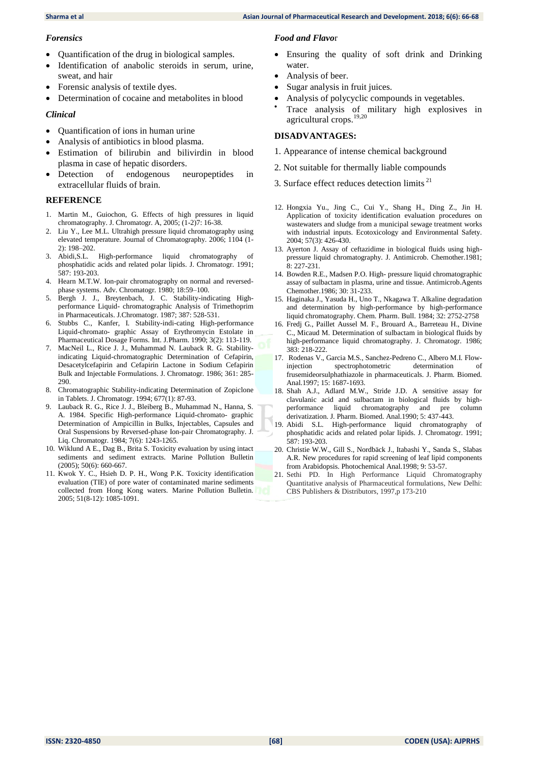### *Forensics*

- Quantification of the drug in biological samples.
- Identification of anabolic steroids in serum, urine, sweat, and hair
- Forensic analysis of textile dyes.
- Determination of cocaine and metabolites in blood

### *Clinical*

- Quantification of ions in human urine
- Analysis of antibiotics in blood plasma.
- Estimation of bilirubin and bilivirdin in blood plasma in case of hepatic disorders.
- Detection of endogenous neuropeptides in extracellular fluids of brain.

### *Food and Flavor*

- Ensuring the quality of soft drink and Drinking water.
- Analysis of beer.
- Sugar analysis in fruit juices.
- Analysis of polycyclic compounds in vegetables.
- Trace analysis of military high explosives in agricultural crops.[19,20]

## DISADVANTAGES:

1. Appearance of intense chemical background
2. Not suitable for thermally liable compounds
3. Surface effect reduces detection limits [21]

## REFERENCE

1. Martin M., Guiochon, G. Effects of high pressures in liquid chromatography. J. Chromatogr. A, 2005; (1-2)7: 16-38.
2. Liu Y., Lee M.L. Ultrahigh pressure liquid chromatography using elevated temperature. Journal of Chromatography. 2006; 1104 (1-2): 198–202.
3. Abidi,S.L. High-performance liquid chromatography of phosphatidic acids and related polar lipids. J. Chromatogr. 1991; 587: 193-203.
4. Hearn M.T.W. Ion-pair chromatography on normal and reversed-phase systems. Adv. Chromatogr. 1980; 18:59–100.
5. Bergh J. J., Breytenbach, J. C. Stability-indicating High-performance Liquid- chromatographic Analysis of Trimethoprim in Pharmaceuticals. J.Chromatogr. 1987; 387: 528-531.
6. Stubbs C., Kanfer, I. Stability-indi-cating High-performance Liquid-chromato- graphic Assay of Erythromycin Estolate in Pharmaceutical Dosage Forms. Int. J.Pharm. 1990; 3(2): 113-119.
7. MacNeil L., Rice J. J., Muhammad N. Lauback R. G. Stability-indicating Liquid-chromatographic Determination of Cefapirin, Desacetylcefapirin and Cefapirin Lactone in Sodium Cefapirin Bulk and Injectable Formulations. J. Chromatogr. 1986; 361: 285-290.
8. Chromatographic Stability-indicating Determination of Zopiclone in Tablets. J. Chromatogr. 1994; 677(1): 87-93.
9. Lauback R. G., Rice J. J., Bleiberg B., Muhammad N., Hanna, S. A. 1984. Specific High-performance Liquid-chromato- graphic Determination of Ampicillin in Bulks, Injectables, Capsules and Oral Suspensions by Reversed-phase Ion-pair Chromatography. J. Liq. Chromatogr. 1984; 7(6): 1243-1265.
10. Wiklund A E., Dag B., Brita S. Toxicity evaluation by using intact sediments and sediment extracts. Marine Pollution Bulletin (2005); 50(6): 660-667.
11. Kwok Y. C., Hsieh D. P. H., Wong P.K. Toxicity identification evaluation (TIE) of pore water of contaminated marine sediments collected from Hong Kong waters. Marine Pollution Bulletin. 2005; 51(8-12): 1085-1091.
12. Hongxia Yu., Jing C., Cui Y., Shang H., Ding Z., Jin H. Application of toxicity identification evaluation procedures on wastewaters and sludge from a municipal sewage treatment works with industrial inputs. Ecotoxicology and Environmental Safety. 2004; 57(3): 426-430.
13. Ayerton J. Assay of ceftazidime in biological fluids using high-pressure liquid chromatography. J. Antimicrob. Chemother.1981; 8: 227-231.
14. Bowden R.E., Madsen P.O. High- pressure liquid chromatographic assay of sulbactam in plasma, urine and tissue. Antimicrob.Agents Chemother.1986; 30: 31-233.
15. Haginaka J., Yasuda H., Uno T., Nkagawa T. Alkaline degradation and determination by high-performance by high-performance liquid chromatography. Chem. Pharm. Bull. 1984; 32: 2752-2758
16. Fredj G., Paillet Aussel M. F., Brouard A., Barreteau H., Divine C., Micaud M. Determination of sulbactam in biological fluids by high-performance liquid chromatography. J. Chromatogr. 1986; 383: 218-222.
17. Rodenas V., Garcia M.S., Sanchez-Pedreno C., Albero M.I. Flow-injection spectrophotometric determination of frusemideorsulphathiazole in pharmaceuticals. J. Pharm. Biomed. Anal.1997; 15: 1687-1693.
18. Shah A.J., Adlard M.W., Stride J.D. A sensitive assay for clavulanic acid and sulbactam in biological fluids by high-performance liquid chromatography and pre column derivatization. J. Pharm. Biomed. Anal.1990; 5: 437-443.
19. Abidi S.L. High-performance liquid chromatography of phosphatidic acids and related polar lipids. J. Chromatogr. 1991; 587: 193-203.
20. Christie W.W., Gill S., Nordbäck J., Itabashi Y., Sanda S., Slabas A.R. New procedures for rapid screening of leaf lipid components from Arabidopsis. Photochemical Anal.1998; 9: 53-57.
21. Sethi PD. In High Performance Liquid Chromatography Quantitative analysis of Pharmaceutical formulations, New Delhi: CBS Publishers & Distributors, 1997,p 173-210